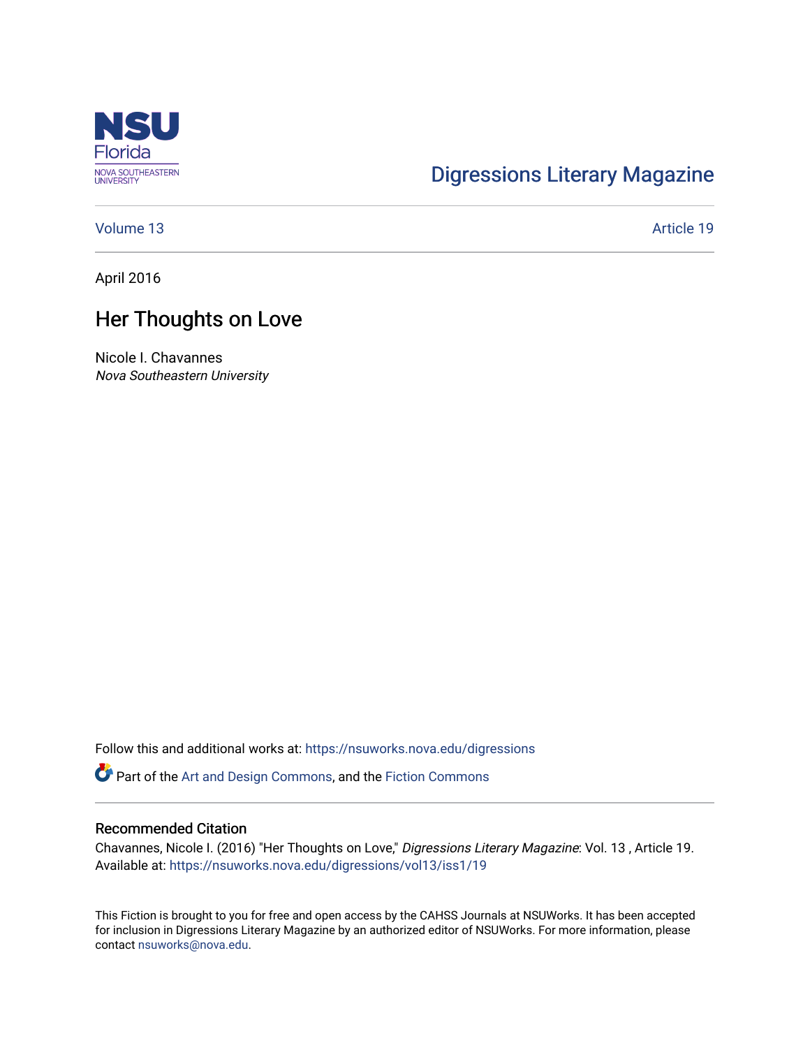NSU Florida
NOVA SOUTHEASTERN UNIVERSITY

Digressions Literary Magazine

Volume 13 Article 19

April 2016

# Her Thoughts on Love

Nicole I. Chavannes
*Nova Southeastern University*

Follow this and additional works at: https://nsuworks.nova.edu/digressions

Part of the Art and Design Commons, and the Fiction Commons

## Recommended Citation

Chavannes, Nicole I. (2016) "Her Thoughts on Love," *Digressions Literary Magazine*: Vol. 13 , Article 19.
Available at: https://nsuworks.nova.edu/digressions/vol13/iss1/19

This Fiction is brought to you for free and open access by the CAHSS Journals at NSUWorks. It has been accepted for inclusion in Digressions Literary Magazine by an authorized editor of NSUWorks. For more information, please contact nsuworks@nova.edu.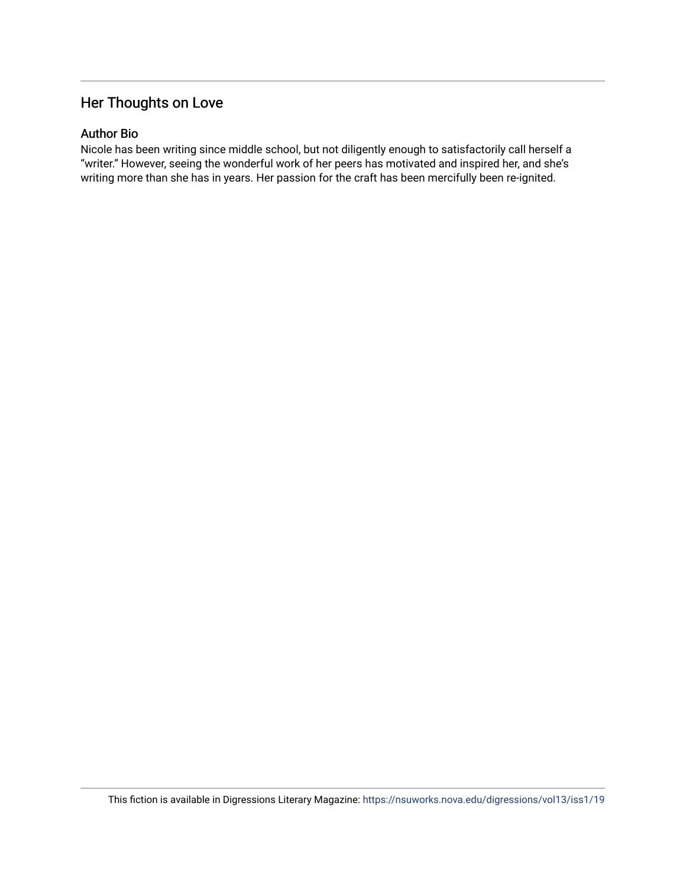## Her Thoughts on Love

### Author Bio

Nicole has been writing since middle school, but not diligently enough to satisfactorily call herself a "writer." However, seeing the wonderful work of her peers has motivated and inspired her, and she's writing more than she has in years. Her passion for the craft has been mercifully been re-ignited.

This fiction is available in Digressions Literary Magazine: https://nsuworks.nova.edu/digressions/vol13/iss1/19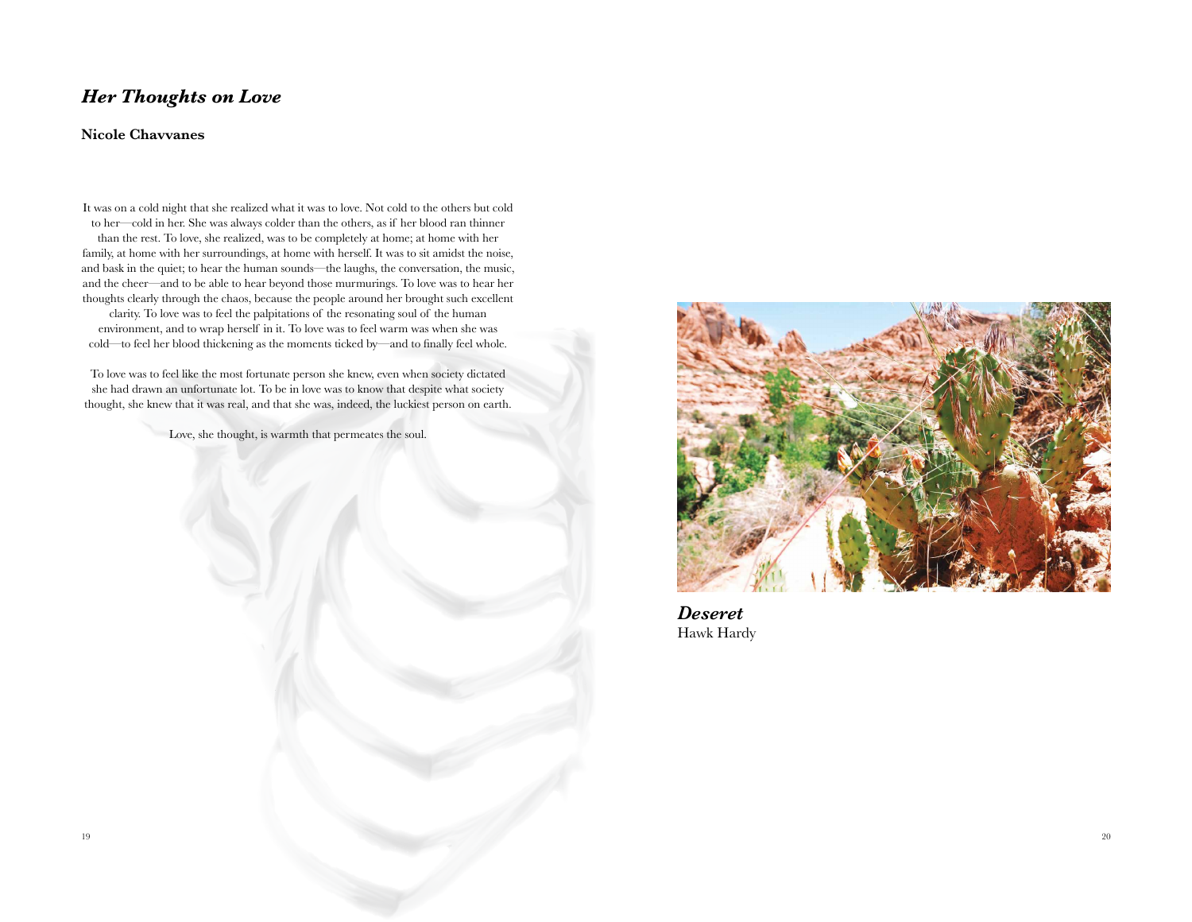## *Her Thoughts on Love*

**Nicole Chavvanes**

It was on a cold night that she realized what it was to love. Not cold to the others but cold to her—cold in her. She was always colder than the others, as if her blood ran thinner than the rest. To love, she realized, was to be completely at home; at home with her family, at home with her surroundings, at home with herself. It was to sit amidst the noise, and bask in the quiet; to hear the human sounds—the laughs, the conversation, the music, and the cheer—and to be able to hear beyond those murmurings. To love was to hear her thoughts clearly through the chaos, because the people around her brought such excellent clarity. To love was to feel the palpitations of the resonating soul of the human environment, and to wrap herself in it. To love was to feel warm was when she was cold—to feel her blood thickening as the moments ticked by—and to finally feel whole.

To love was to feel like the most fortunate person she knew, even when society dictated she had drawn an unfortunate lot. To be in love was to know that despite what society thought, she knew that it was real, and that she was, indeed, the luckiest person on earth.

Love, she thought, is warmth that permeates the soul.

***Deseret***
Hawk Hardy